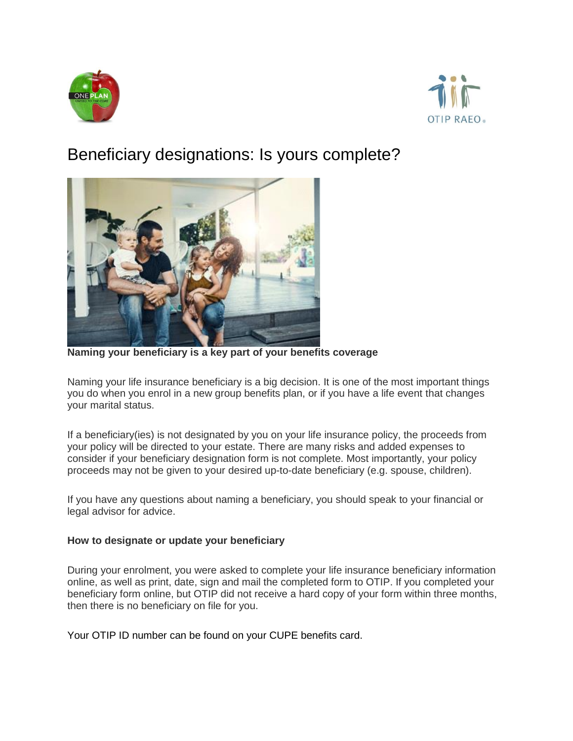# Beneficiary designations: Is yours complete?

**Naming your beneficiary is a key part of your benefits coverage**

Naming your life insurance beneficiary is a big decision. It is one of the most important things you do when you enrol in a new group benefits plan, or if you have a life event that changes your marital status.

If a beneficiary(ies) is not designated by you on your life insurance policy, the proceeds from your policy will be directed to your estate. There are many risks and added expenses to consider if your beneficiary designation form is not complete. Most importantly, your policy proceeds may not be given to your desired up-to-date beneficiary (e.g. spouse, children).

If you have any questions about naming a beneficiary, you should speak to your financial or legal advisor for advice.

**How to designate or update your beneficiary**

During your enrolment, you were asked to complete your life insurance beneficiary information online, as well as print, date, sign and mail the completed form to OTIP. If you completed your beneficiary form online, but OTIP did not receive a hard copy of your form within three months, then there is no beneficiary on file for you.

Your OTIP ID number can be found on your CUPE benefits card.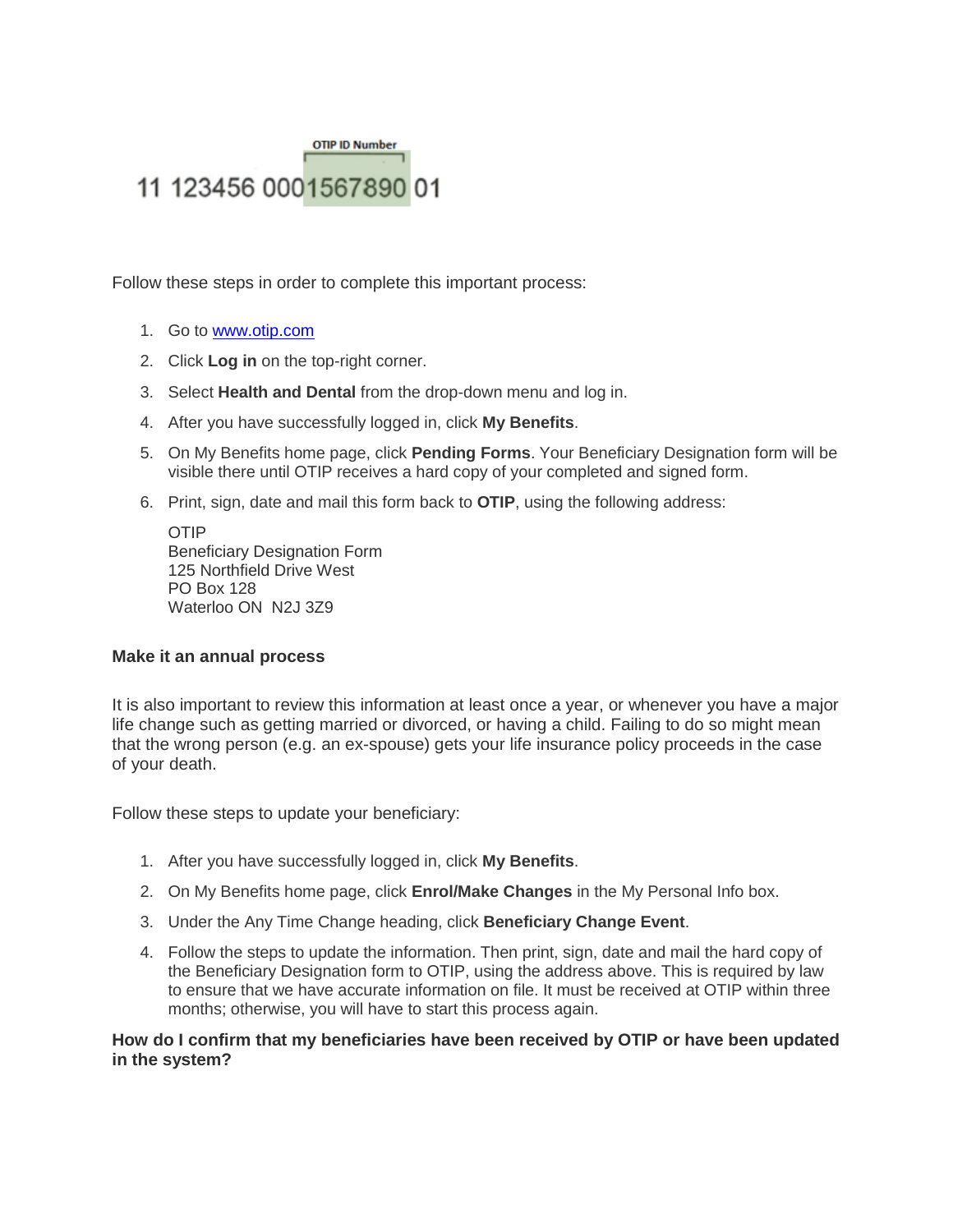OTIP ID Number

11 123456 0001567890 01

Follow these steps in order to complete this important process:

1. Go to [www.otip.com](www.otip.com)
2. Click **Log in** on the top-right corner.
3. Select **Health and Dental** from the drop-down menu and log in.
4. After you have successfully logged in, click **My Benefits**.
5. On My Benefits home page, click **Pending Forms**. Your Beneficiary Designation form will be visible there until OTIP receives a hard copy of your completed and signed form.
6. Print, sign, date and mail this form back to **OTIP**, using the following address:

   OTIP
   Beneficiary Designation Form
   125 Northfield Drive West
   PO Box 128
   Waterloo ON N2J 3Z9

**Make it an annual process**

It is also important to review this information at least once a year, or whenever you have a major life change such as getting married or divorced, or having a child. Failing to do so might mean that the wrong person (e.g. an ex-spouse) gets your life insurance policy proceeds in the case of your death.

Follow these steps to update your beneficiary:

1. After you have successfully logged in, click **My Benefits**.
2. On My Benefits home page, click **Enrol/Make Changes** in the My Personal Info box.
3. Under the Any Time Change heading, click **Beneficiary Change Event**.
4. Follow the steps to update the information. Then print, sign, date and mail the hard copy of the Beneficiary Designation form to OTIP, using the address above. This is required by law to ensure that we have accurate information on file. It must be received at OTIP within three months; otherwise, you will have to start this process again.

**How do I confirm that my beneficiaries have been received by OTIP or have been updated in the system?**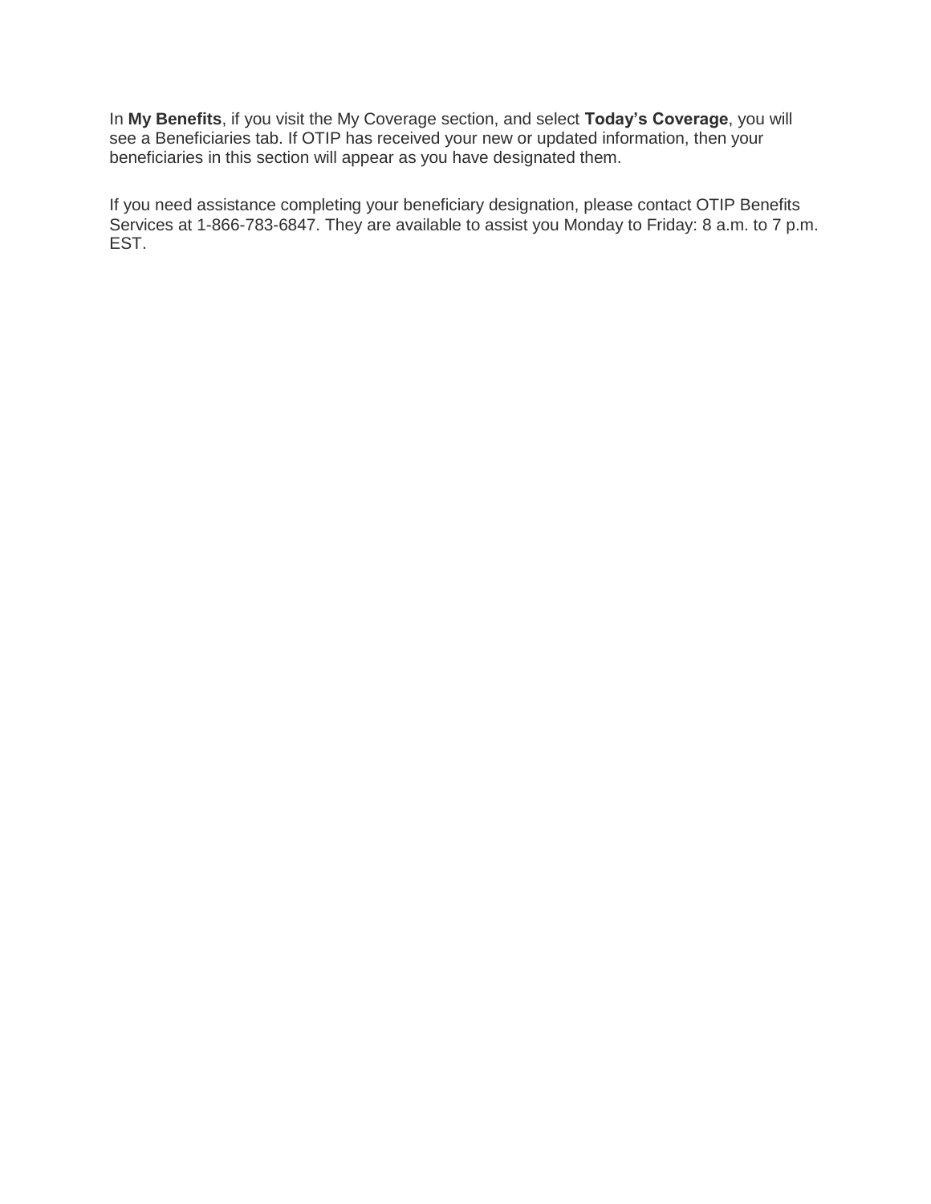In **My Benefits**, if you visit the My Coverage section, and select **Today's Coverage**, you will see a Beneficiaries tab. If OTIP has received your new or updated information, then your beneficiaries in this section will appear as you have designated them.

If you need assistance completing your beneficiary designation, please contact OTIP Benefits Services at 1-866-783-6847. They are available to assist you Monday to Friday: 8 a.m. to 7 p.m. EST.